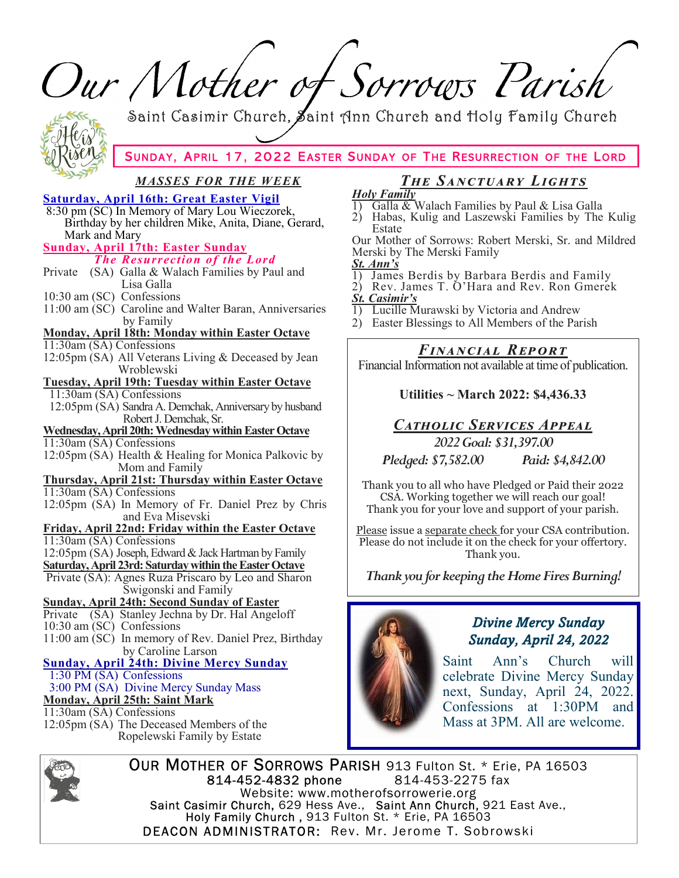# Our Mother of Sorrows Parish

Saint Casimir Church, Saint Ann Church and Holy Family Church

**SUNDAY, APRIL 17, 2022 EASTER SUNDAY OF THE RESURRECTION OF THE LORD**

## *MASSES FOR THE WEEK*

**Saturday, April 16th: Great Easter Vigil**
8:30 pm (SC) In Memory of Mary Lou Wieczorek, Birthday by her children Mike, Anita, Diane, Gerard, Mark and Mary

**Sunday, April 17th: Easter Sunday**
***The Resurrection of the Lord***
Private (SA) Galla & Walach Families by Paul and Lisa Galla
10:30 am (SC) Confessions
11:00 am (SC) Caroline and Walter Baran, Anniversaries by Family

**Monday, April 18th: Monday within Easter Octave**
11:30am (SA) Confessions
12:05pm (SA) All Veterans Living & Deceased by Jean Wroblewski

**Tuesday, April 19th: Tuesday within Easter Octave**
11:30am (SA) Confessions
12:05pm (SA) Sandra A. Demchak, Anniversary by husband Robert J. Demchak, Sr.

**Wednesday, April 20th: Wednesday within Easter Octave**
11:30am (SA) Confessions
12:05pm (SA) Health & Healing for Monica Palkovic by Mom and Family

**Thursday, April 21st: Thursday within Easter Octave**
11:30am (SA) Confessions
12:05pm (SA) In Memory of Fr. Daniel Prez by Chris and Eva Misevski

**Friday, April 22nd: Friday within the Easter Octave**
11:30am (SA) Confessions
12:05pm (SA) Joseph, Edward & Jack Hartman by Family

**Saturday, April 23rd: Saturday within the Easter Octave**
Private (SA): Agnes Ruza Priscaro by Leo and Sharon Swigonski and Family

**Sunday, April 24th: Second Sunday of Easter**
Private (SA) Stanley Jechna by Dr. Hal Angeloff
10:30 am (SC) Confessions
11:00 am (SC) In memory of Rev. Daniel Prez, Birthday by Caroline Larson

**Sunday, April 24th: Divine Mercy Sunday**
1:30 PM (SA) Confessions
3:00 PM (SA) Divine Mercy Sunday Mass

**Monday, April 25th: Saint Mark**
11:30am (SA) Confessions
12:05pm (SA) The Deceased Members of the Ropelewski Family by Estate

## *THE SANCTUARY LIGHTS*

***Holy Family***
1) Galla & Walach Families by Paul & Lisa Galla
2) Habas, Kulig and Laszewski Families by The Kulig Estate

Our Mother of Sorrows: Robert Merski, Sr. and Mildred Merski by The Merski Family

***St. Ann's***
1) James Berdis by Barbara Berdis and Family
2) Rev. James T. O'Hara and Rev. Ron Gmerek

***St. Casimir's***
1) Lucille Murawski by Victoria and Andrew
2) Easter Blessings to All Members of the Parish

## *FINANCIAL REPORT*

Financial Information not available at time of publication.

**Utilities ~ March 2022: $4,436.33**

## *CATHOLIC SERVICES APPEAL*

***2022 Goal: $31,397.00***

***Pledged: $7,582.00*** ***Paid: $4,842.00***

Thank you to all who have Pledged or Paid their 2022 CSA. Working together we will reach our goal! Thank you for your love and support of your parish.

Please issue a separate check for your CSA contribution. Please do not include it on the check for your offertory. Thank you.

***Thank you for keeping the Home Fires Burning!***

## *Divine Mercy Sunday*
## *Sunday, April 24, 2022*

Saint Ann's Church will celebrate Divine Mercy Sunday next, Sunday, April 24, 2022. Confessions at 1:30PM and Mass at 3PM. All are welcome.

---

OUR MOTHER OF SORROWS PARISH 913 Fulton St. * Erie, PA 16503
814-452-4832 phone 814-453-2275 fax
Website: www.motherofsorrowerie.org
Saint Casimir Church, 629 Hess Ave., Saint Ann Church, 921 East Ave.,
Holy Family Church , 913 Fulton St. * Erie, PA 16503
DEACON ADMINISTRATOR: Rev. Mr. Jerome T. Sobrowski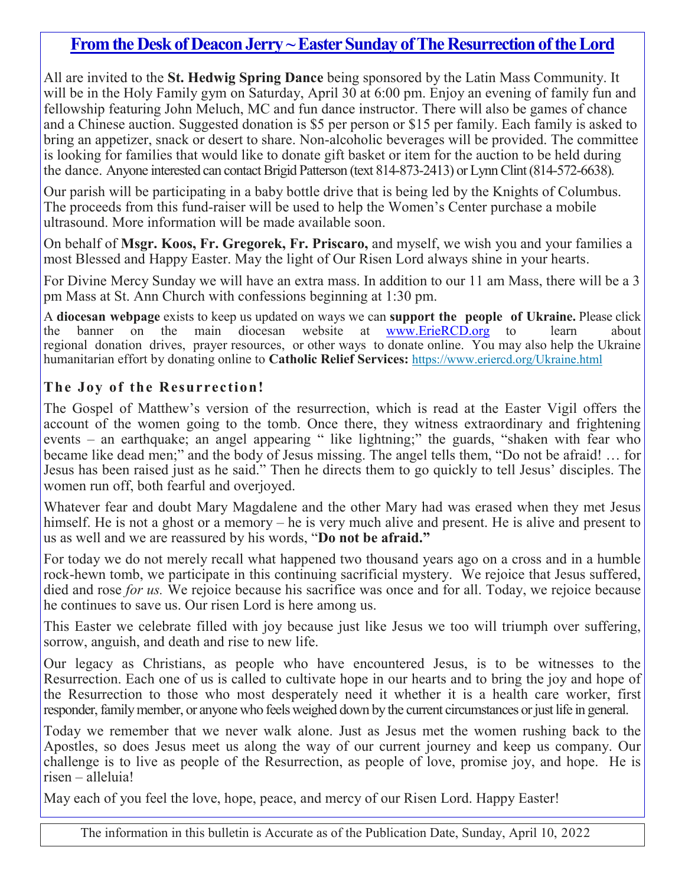## From the Desk of Deacon Jerry ~ Easter Sunday of The Resurrection of the Lord

All are invited to the **St. Hedwig Spring Dance** being sponsored by the Latin Mass Community. It will be in the Holy Family gym on Saturday, April 30 at 6:00 pm. Enjoy an evening of family fun and fellowship featuring John Meluch, MC and fun dance instructor. There will also be games of chance and a Chinese auction. Suggested donation is $5 per person or $15 per family. Each family is asked to bring an appetizer, snack or desert to share. Non-alcoholic beverages will be provided. The committee is looking for families that would like to donate gift basket or item for the auction to be held during the dance. Anyone interested can contact Brigid Patterson (text 814-873-2413) or Lynn Clint (814-572-6638).

Our parish will be participating in a baby bottle drive that is being led by the Knights of Columbus. The proceeds from this fund-raiser will be used to help the Women's Center purchase a mobile ultrasound. More information will be made available soon.

On behalf of **Msgr. Koos, Fr. Gregorek, Fr. Priscaro,** and myself, we wish you and your families a most Blessed and Happy Easter. May the light of Our Risen Lord always shine in your hearts.

For Divine Mercy Sunday we will have an extra mass. In addition to our 11 am Mass, there will be a 3 pm Mass at St. Ann Church with confessions beginning at 1:30 pm.

A **diocesan webpage** exists to keep us updated on ways we can **support the people of Ukraine.** Please click the banner on the main diocesan website at www.ErieRCD.org to learn about regional donation drives, prayer resources, or other ways to donate online. You may also help the Ukraine humanitarian effort by donating online to **Catholic Relief Services:** https://www.eriercd.org/Ukraine.html

### The Joy of the Resurrection!

The Gospel of Matthew's version of the resurrection, which is read at the Easter Vigil offers the account of the women going to the tomb. Once there, they witness extraordinary and frightening events – an earthquake; an angel appearing " like lightning;" the guards, "shaken with fear who became like dead men;" and the body of Jesus missing. The angel tells them, "Do not be afraid! … for Jesus has been raised just as he said." Then he directs them to go quickly to tell Jesus' disciples. The women run off, both fearful and overjoyed.

Whatever fear and doubt Mary Magdalene and the other Mary had was erased when they met Jesus himself. He is not a ghost or a memory – he is very much alive and present. He is alive and present to us as well and we are reassured by his words, "**Do not be afraid.**"

For today we do not merely recall what happened two thousand years ago on a cross and in a humble rock-hewn tomb, we participate in this continuing sacrificial mystery. We rejoice that Jesus suffered, died and rose *for us.* We rejoice because his sacrifice was once and for all. Today, we rejoice because he continues to save us. Our risen Lord is here among us.

This Easter we celebrate filled with joy because just like Jesus we too will triumph over suffering, sorrow, anguish, and death and rise to new life.

Our legacy as Christians, as people who have encountered Jesus, is to be witnesses to the Resurrection. Each one of us is called to cultivate hope in our hearts and to bring the joy and hope of the Resurrection to those who most desperately need it whether it is a health care worker, first responder, family member, or anyone who feels weighed down by the current circumstances or just life in general.

Today we remember that we never walk alone. Just as Jesus met the women rushing back to the Apostles, so does Jesus meet us along the way of our current journey and keep us company. Our challenge is to live as people of the Resurrection, as people of love, promise joy, and hope. He is risen – alleluia!

May each of you feel the love, hope, peace, and mercy of our Risen Lord. Happy Easter!

The information in this bulletin is Accurate as of the Publication Date, Sunday, April 10, 2022